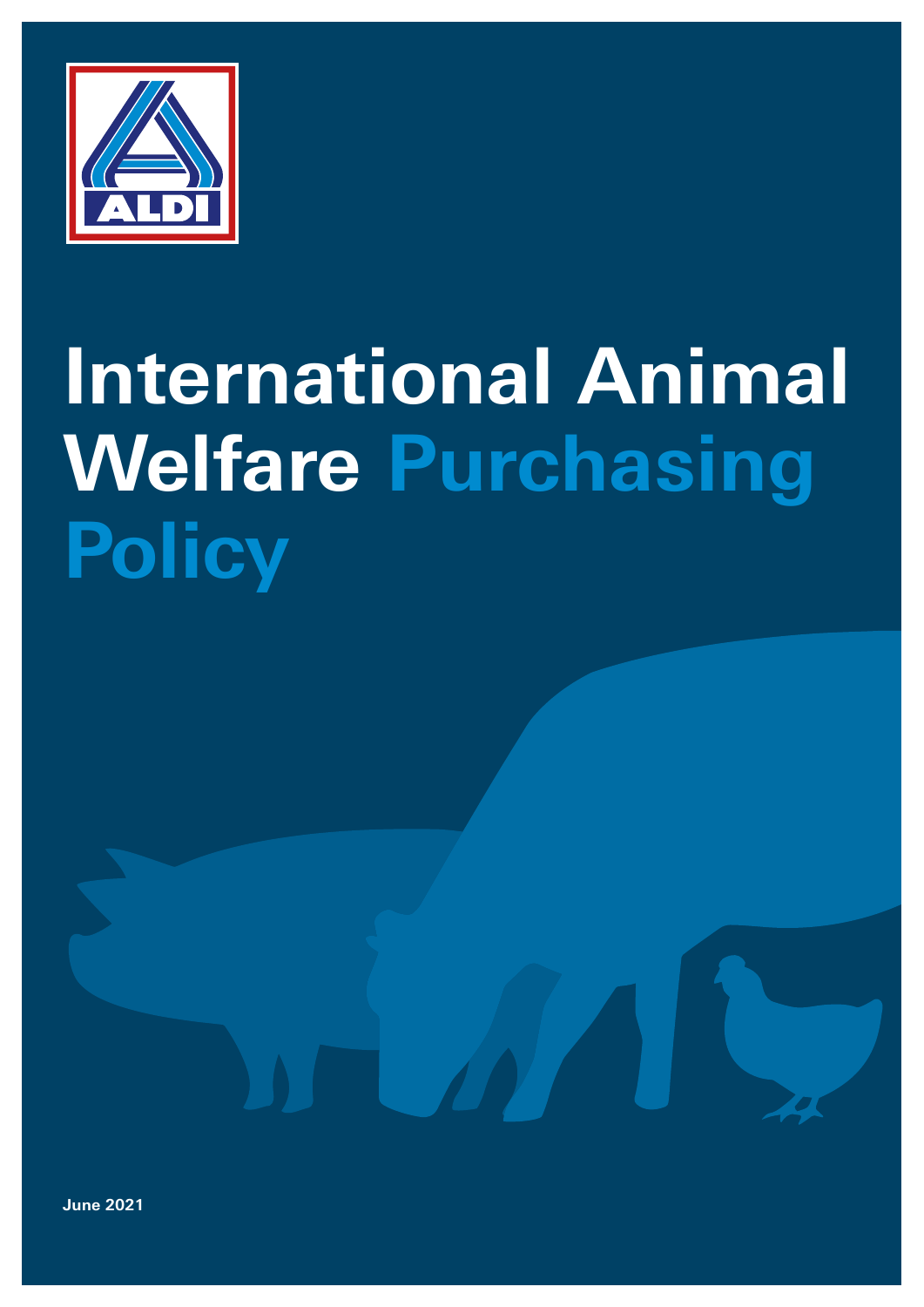ALDI

# International Animal Welfare Purchasing Policy

June 2021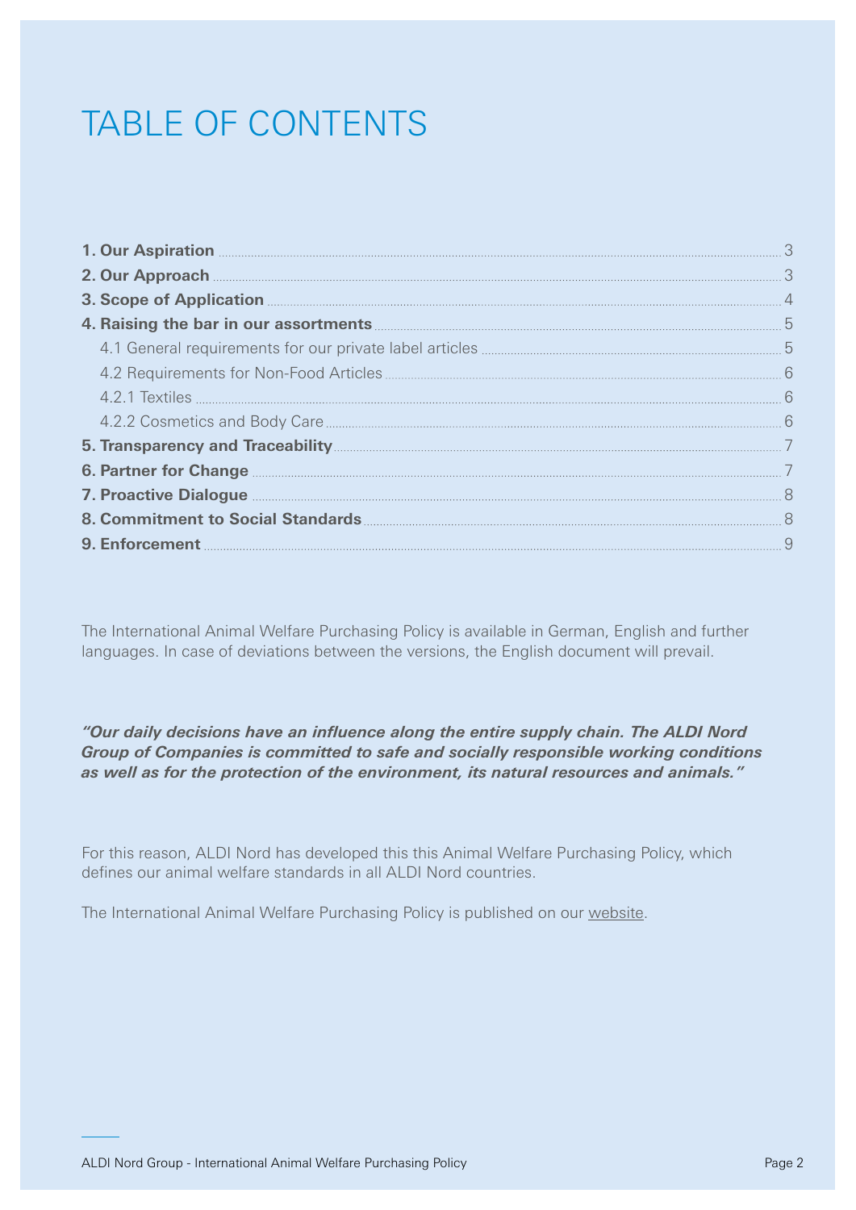# TABLE OF CONTENTS

**1. Our Aspiration** ..... 3
**2. Our Approach** ..... 3
**3. Scope of Application** ..... 4
**4. Raising the bar in our assortments** ..... 5
4.1 General requirements for our private label articles ..... 5
4.2 Requirements for Non-Food Articles ..... 6
4.2.1 Textiles ..... 6
4.2.2 Cosmetics and Body Care ..... 6
**5. Transparency and Traceability** ..... 7
**6. Partner for Change** ..... 7
**7. Proactive Dialogue** ..... 8
**8. Commitment to Social Standards** ..... 8
**9. Enforcement** ..... 9

The International Animal Welfare Purchasing Policy is available in German, English and further languages. In case of deviations between the versions, the English document will prevail.

***"Our daily decisions have an influence along the entire supply chain. The ALDI Nord Group of Companies is committed to safe and socially responsible working conditions as well as for the protection of the environment, its natural resources and animals."***

For this reason, ALDI Nord has developed this this Animal Welfare Purchasing Policy, which defines our animal welfare standards in all ALDI Nord countries.

The International Animal Welfare Purchasing Policy is published on our website.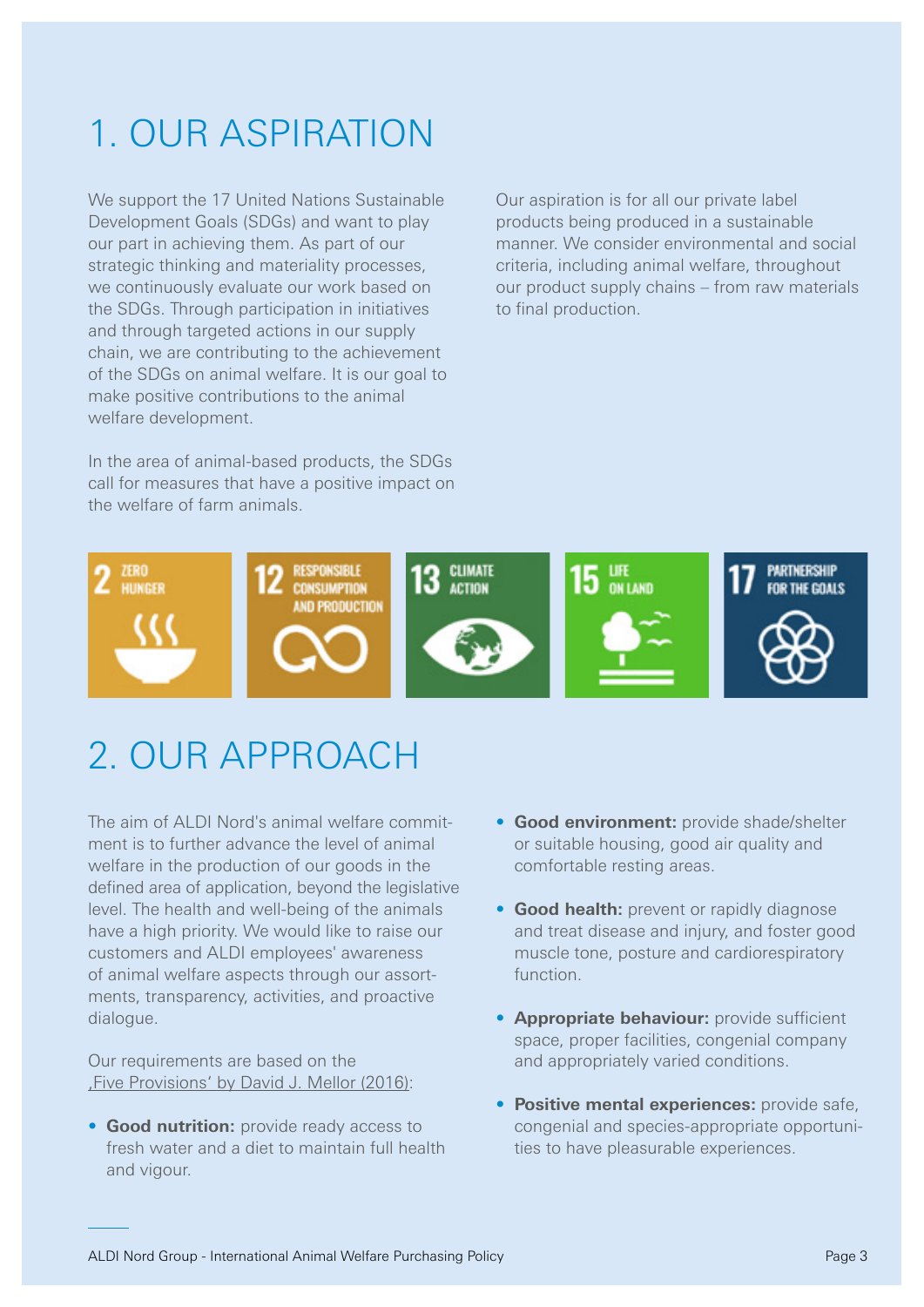# 1. OUR ASPIRATION

We support the 17 United Nations Sustainable Development Goals (SDGs) and want to play our part in achieving them. As part of our strategic thinking and materiality processes, we continuously evaluate our work based on the SDGs. Through participation in initiatives and through targeted actions in our supply chain, we are contributing to the achievement of the SDGs on animal welfare. It is our goal to make positive contributions to the animal welfare development.

In the area of animal-based products, the SDGs call for measures that have a positive impact on the welfare of farm animals.

Our aspiration is for all our private label products being produced in a sustainable manner. We consider environmental and social criteria, including animal welfare, throughout our product supply chains – from raw materials to final production.

2 ZERO HUNGER

12 RESPONSIBLE CONSUMPTION AND PRODUCTION

13 CLIMATE ACTION

15 LIFE ON LAND

17 PARTNERSHIP FOR THE GOALS

# 2. OUR APPROACH

The aim of ALDI Nord's animal welfare commitment is to further advance the level of animal welfare in the production of our goods in the defined area of application, beyond the legislative level. The health and well-being of the animals have a high priority. We would like to raise our customers and ALDI employees' awareness of animal welfare aspects through our assortments, transparency, activities, and proactive dialogue.

Our requirements are based on the ‚Five Provisions' by David J. Mellor (2016):

- **Good nutrition:** provide ready access to fresh water and a diet to maintain full health and vigour.
- **Good environment:** provide shade/shelter or suitable housing, good air quality and comfortable resting areas.
- **Good health:** prevent or rapidly diagnose and treat disease and injury, and foster good muscle tone, posture and cardiorespiratory function.
- **Appropriate behaviour:** provide sufficient space, proper facilities, congenial company and appropriately varied conditions.
- **Positive mental experiences:** provide safe, congenial and species-appropriate opportunities to have pleasurable experiences.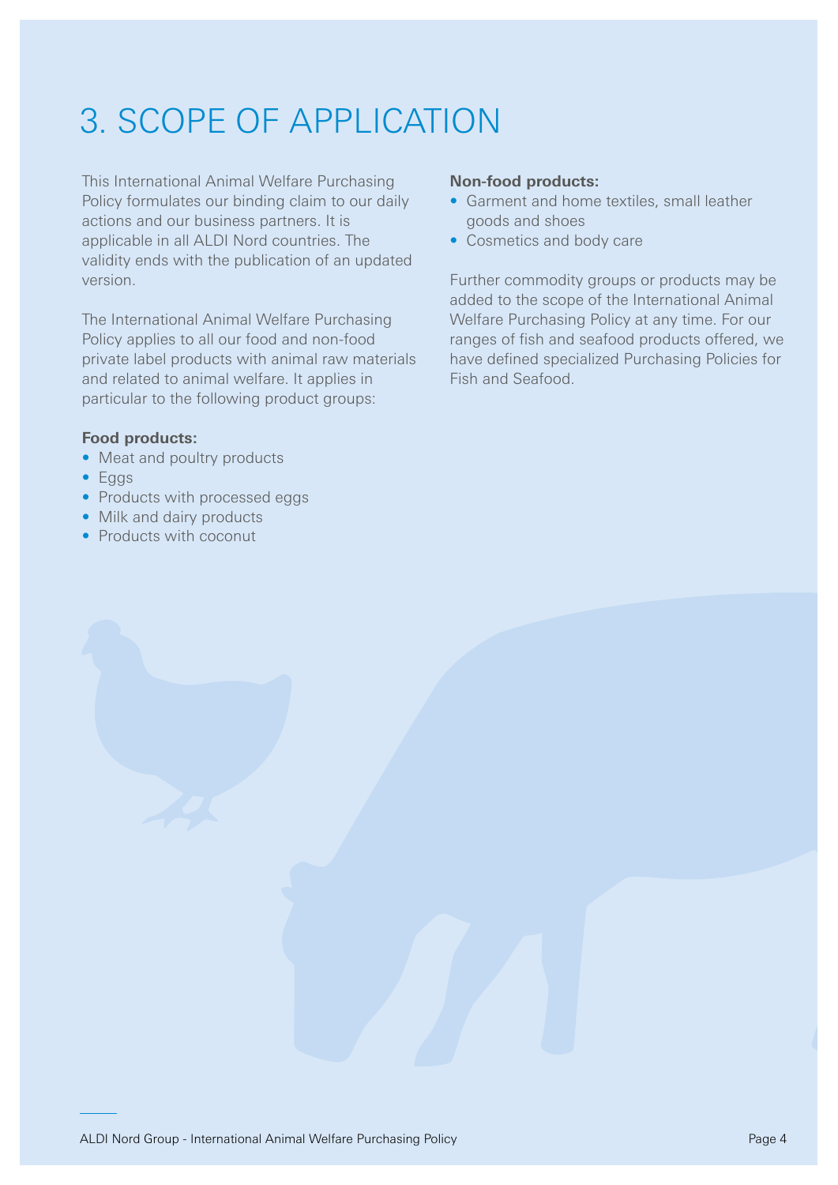# 3. SCOPE OF APPLICATION

This International Animal Welfare Purchasing Policy formulates our binding claim to our daily actions and our business partners. It is applicable in all ALDI Nord countries. The validity ends with the publication of an updated version.

The International Animal Welfare Purchasing Policy applies to all our food and non-food private label products with animal raw materials and related to animal welfare. It applies in particular to the following product groups:

**Food products:**

- Meat and poultry products
- Eggs
- Products with processed eggs
- Milk and dairy products
- Products with coconut

**Non-food products:**

- Garment and home textiles, small leather goods and shoes
- Cosmetics and body care

Further commodity groups or products may be added to the scope of the International Animal Welfare Purchasing Policy at any time. For our ranges of fish and seafood products offered, we have defined specialized Purchasing Policies for Fish and Seafood.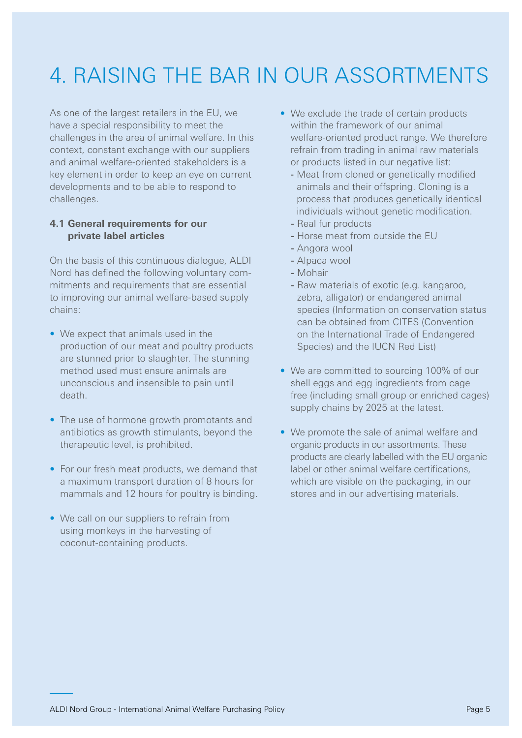# 4. RAISING THE BAR IN OUR ASSORTMENTS

As one of the largest retailers in the EU, we have a special responsibility to meet the challenges in the area of animal welfare. In this context, constant exchange with our suppliers and animal welfare-oriented stakeholders is a key element in order to keep an eye on current developments and to be able to respond to challenges.

### 4.1 General requirements for our private label articles

On the basis of this continuous dialogue, ALDI Nord has defined the following voluntary commitments and requirements that are essential to improving our animal welfare-based supply chains:

- We expect that animals used in the production of our meat and poultry products are stunned prior to slaughter. The stunning method used must ensure animals are unconscious and insensible to pain until death.
- The use of hormone growth promotants and antibiotics as growth stimulants, beyond the therapeutic level, is prohibited.
- For our fresh meat products, we demand that a maximum transport duration of 8 hours for mammals and 12 hours for poultry is binding.
- We call on our suppliers to refrain from using monkeys in the harvesting of coconut-containing products.
- We exclude the trade of certain products within the framework of our animal welfare-oriented product range. We therefore refrain from trading in animal raw materials or products listed in our negative list:
  - Meat from cloned or genetically modified animals and their offspring. Cloning is a process that produces genetically identical individuals without genetic modification.
  - Real fur products
  - Horse meat from outside the EU
  - Angora wool
  - Alpaca wool
  - Mohair
  - Raw materials of exotic (e.g. kangaroo, zebra, alligator) or endangered animal species (Information on conservation status can be obtained from CITES (Convention on the International Trade of Endangered Species) and the IUCN Red List)
- We are committed to sourcing 100% of our shell eggs and egg ingredients from cage free (including small group or enriched cages) supply chains by 2025 at the latest.
- We promote the sale of animal welfare and organic products in our assortments. These products are clearly labelled with the EU organic label or other animal welfare certifications, which are visible on the packaging, in our stores and in our advertising materials.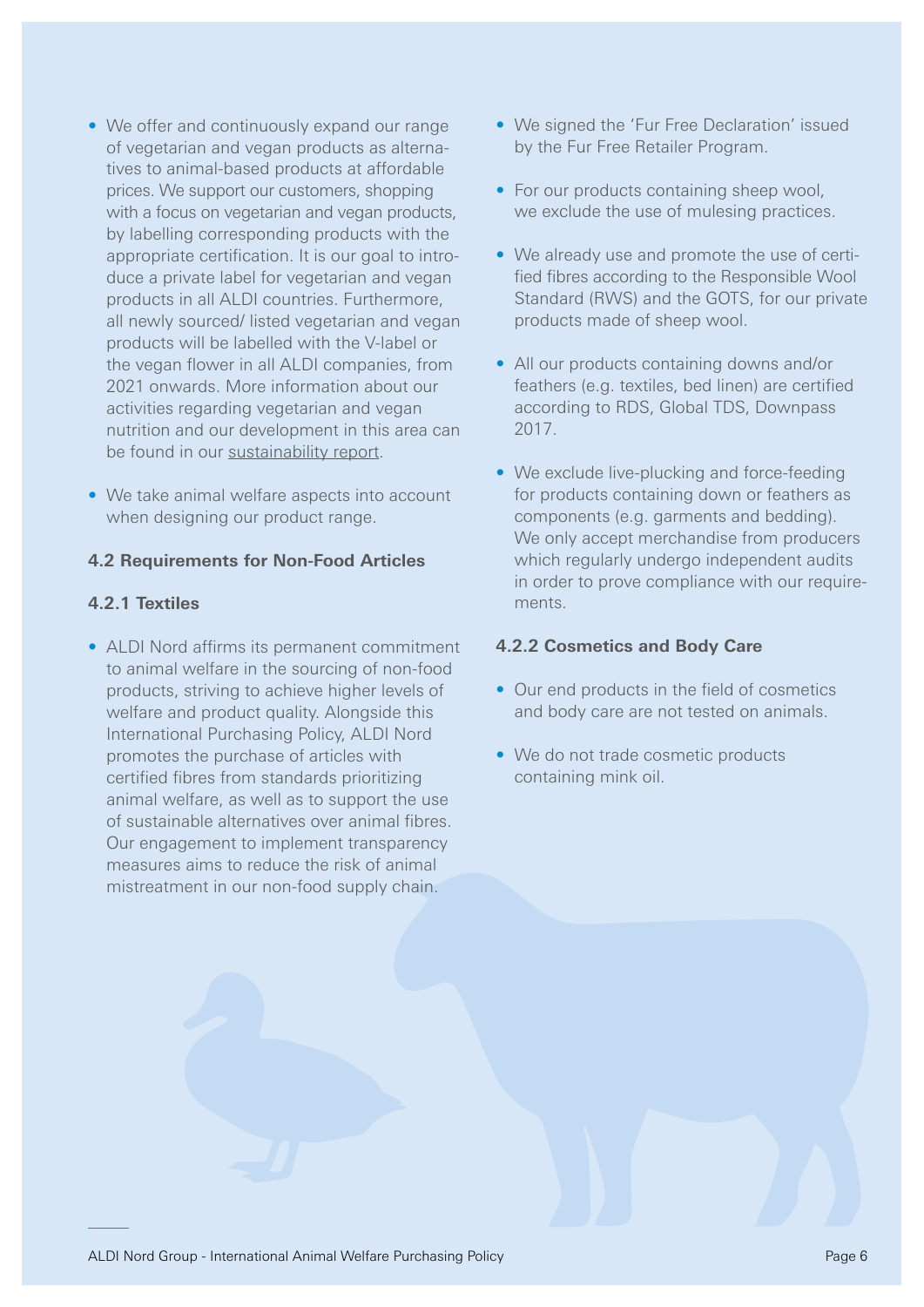- We offer and continuously expand our range of vegetarian and vegan products as alternatives to animal-based products at affordable prices. We support our customers, shopping with a focus on vegetarian and vegan products, by labelling corresponding products with the appropriate certification. It is our goal to introduce a private label for vegetarian and vegan products in all ALDI countries. Furthermore, all newly sourced/ listed vegetarian and vegan products will be labelled with the V-label or the vegan flower in all ALDI companies, from 2021 onwards. More information about our activities regarding vegetarian and vegan nutrition and our development in this area can be found in our sustainability report.
- We take animal welfare aspects into account when designing our product range.

### 4.2 Requirements for Non-Food Articles

#### 4.2.1 Textiles

- ALDI Nord affirms its permanent commitment to animal welfare in the sourcing of non-food products, striving to achieve higher levels of welfare and product quality. Alongside this International Purchasing Policy, ALDI Nord promotes the purchase of articles with certified fibres from standards prioritizing animal welfare, as well as to support the use of sustainable alternatives over animal fibres. Our engagement to implement transparency measures aims to reduce the risk of animal mistreatment in our non-food supply chain.
- We signed the 'Fur Free Declaration' issued by the Fur Free Retailer Program.
- For our products containing sheep wool, we exclude the use of mulesing practices.
- We already use and promote the use of certified fibres according to the Responsible Wool Standard (RWS) and the GOTS, for our private products made of sheep wool.
- All our products containing downs and/or feathers (e.g. textiles, bed linen) are certified according to RDS, Global TDS, Downpass 2017.
- We exclude live-plucking and force-feeding for products containing down or feathers as components (e.g. garments and bedding). We only accept merchandise from producers which regularly undergo independent audits in order to prove compliance with our requirements.

#### 4.2.2 Cosmetics and Body Care

- Our end products in the field of cosmetics and body care are not tested on animals.
- We do not trade cosmetic products containing mink oil.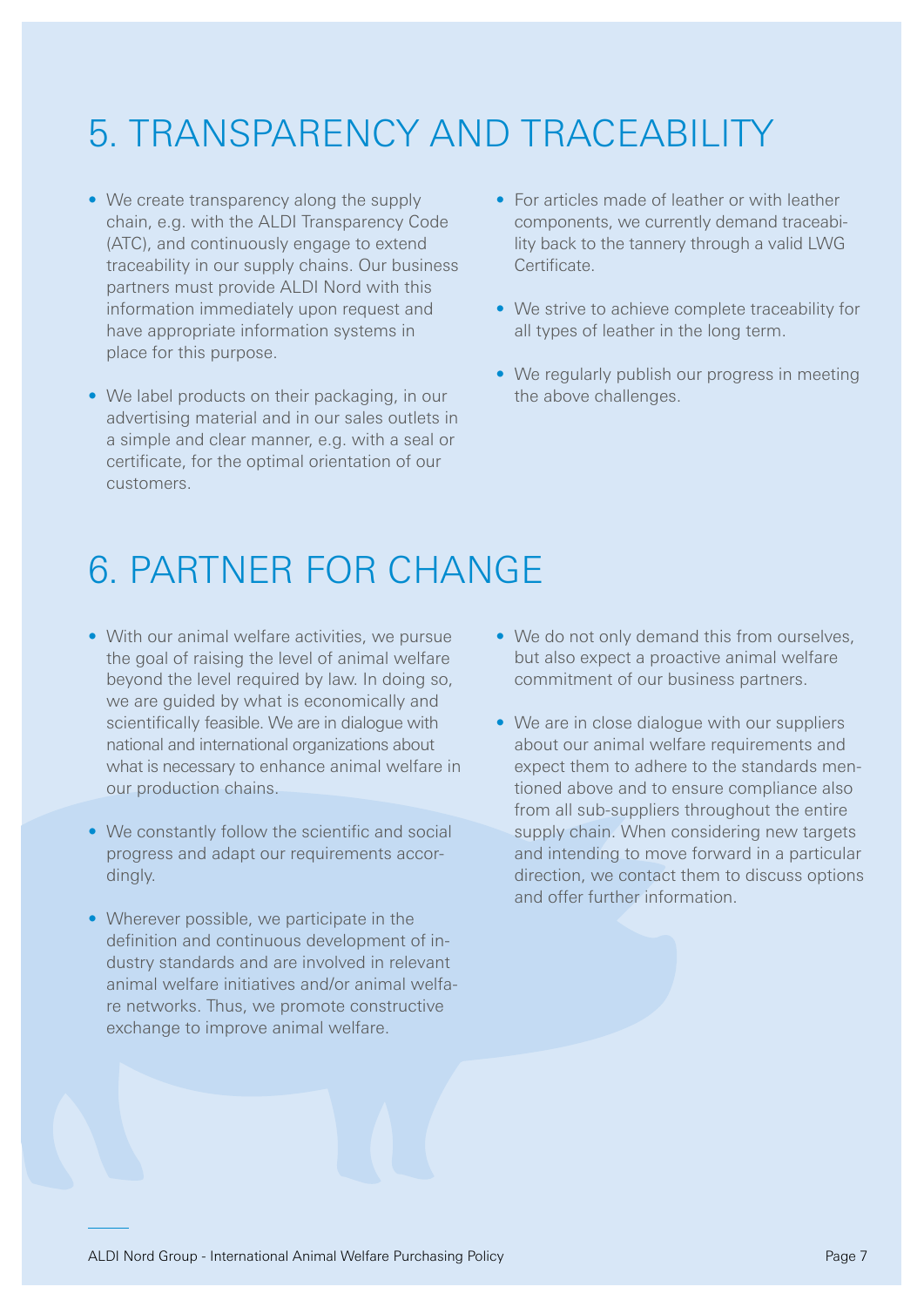# 5. TRANSPARENCY AND TRACEABILITY

- We create transparency along the supply chain, e.g. with the ALDI Transparency Code (ATC), and continuously engage to extend traceability in our supply chains. Our business partners must provide ALDI Nord with this information immediately upon request and have appropriate information systems in place for this purpose.
- We label products on their packaging, in our advertising material and in our sales outlets in a simple and clear manner, e.g. with a seal or certificate, for the optimal orientation of our customers.
- For articles made of leather or with leather components, we currently demand traceability back to the tannery through a valid LWG Certificate.
- We strive to achieve complete traceability for all types of leather in the long term.
- We regularly publish our progress in meeting the above challenges.

# 6. PARTNER FOR CHANGE

- With our animal welfare activities, we pursue the goal of raising the level of animal welfare beyond the level required by law. In doing so, we are guided by what is economically and scientifically feasible. We are in dialogue with national and international organizations about what is necessary to enhance animal welfare in our production chains.
- We constantly follow the scientific and social progress and adapt our requirements accordingly.
- Wherever possible, we participate in the definition and continuous development of industry standards and are involved in relevant animal welfare initiatives and/or animal welfare networks. Thus, we promote constructive exchange to improve animal welfare.
- We do not only demand this from ourselves, but also expect a proactive animal welfare commitment of our business partners.
- We are in close dialogue with our suppliers about our animal welfare requirements and expect them to adhere to the standards mentioned above and to ensure compliance also from all sub-suppliers throughout the entire supply chain. When considering new targets and intending to move forward in a particular direction, we contact them to discuss options and offer further information.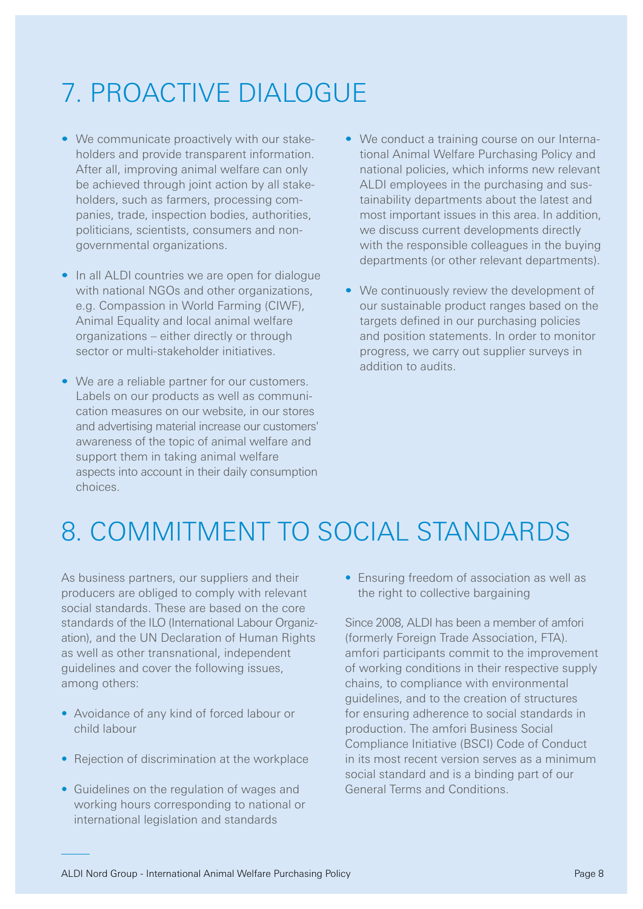# 7. PROACTIVE DIALOGUE

- We communicate proactively with our stakeholders and provide transparent information. After all, improving animal welfare can only be achieved through joint action by all stakeholders, such as farmers, processing companies, trade, inspection bodies, authorities, politicians, scientists, consumers and non-governmental organizations.
- In all ALDI countries we are open for dialogue with national NGOs and other organizations, e.g. Compassion in World Farming (CIWF), Animal Equality and local animal welfare organizations – either directly or through sector or multi-stakeholder initiatives.
- We are a reliable partner for our customers. Labels on our products as well as communication measures on our website, in our stores and advertising material increase our customers' awareness of the topic of animal welfare and support them in taking animal welfare aspects into account in their daily consumption choices.
- We conduct a training course on our International Animal Welfare Purchasing Policy and national policies, which informs new relevant ALDI employees in the purchasing and sustainability departments about the latest and most important issues in this area. In addition, we discuss current developments directly with the responsible colleagues in the buying departments (or other relevant departments).
- We continuously review the development of our sustainable product ranges based on the targets defined in our purchasing policies and position statements. In order to monitor progress, we carry out supplier surveys in addition to audits.

# 8. COMMITMENT TO SOCIAL STANDARDS

As business partners, our suppliers and their producers are obliged to comply with relevant social standards. These are based on the core standards of the ILO (International Labour Organization), and the UN Declaration of Human Rights as well as other transnational, independent guidelines and cover the following issues, among others:

- Avoidance of any kind of forced labour or child labour
- Rejection of discrimination at the workplace
- Guidelines on the regulation of wages and working hours corresponding to national or international legislation and standards
- Ensuring freedom of association as well as the right to collective bargaining

Since 2008, ALDI has been a member of amfori (formerly Foreign Trade Association, FTA). amfori participants commit to the improvement of working conditions in their respective supply chains, to compliance with environmental guidelines, and to the creation of structures for ensuring adherence to social standards in production. The amfori Business Social Compliance Initiative (BSCI) Code of Conduct in its most recent version serves as a minimum social standard and is a binding part of our General Terms and Conditions.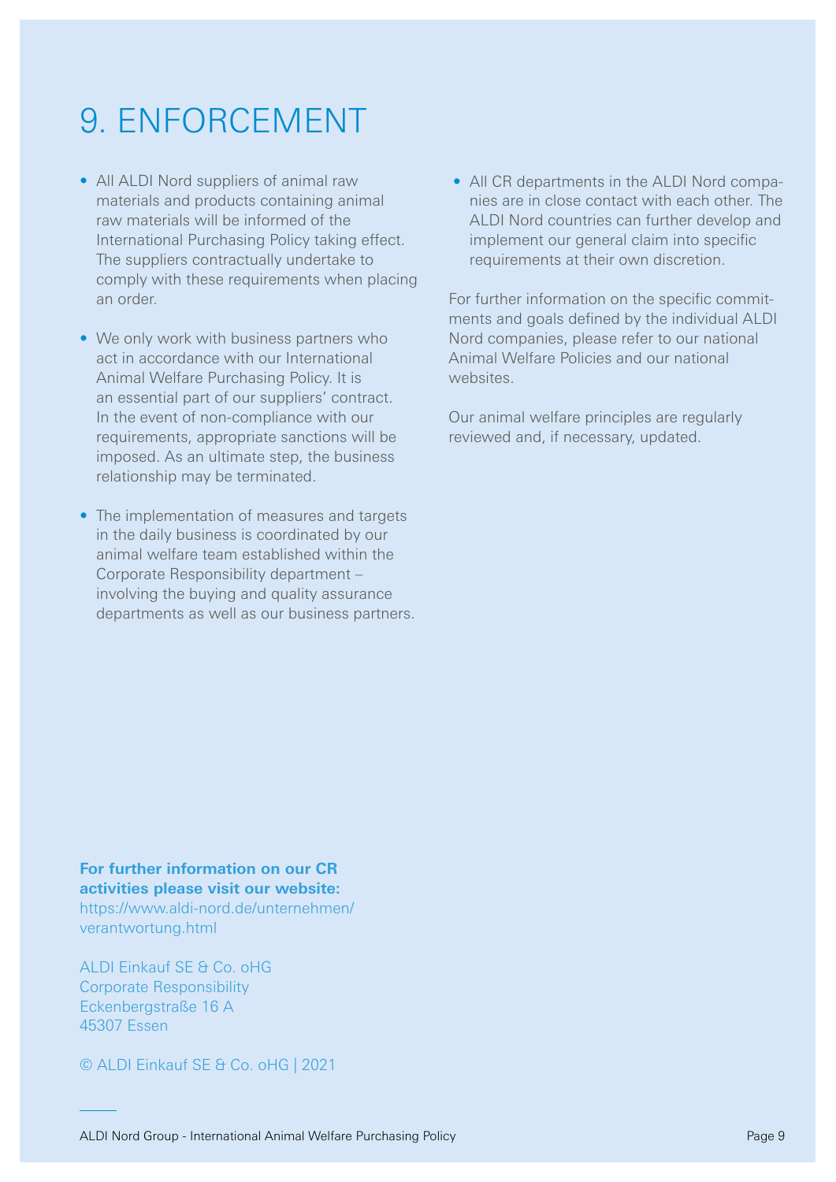# 9. ENFORCEMENT

- All ALDI Nord suppliers of animal raw materials and products containing animal raw materials will be informed of the International Purchasing Policy taking effect. The suppliers contractually undertake to comply with these requirements when placing an order.
- We only work with business partners who act in accordance with our International Animal Welfare Purchasing Policy. It is an essential part of our suppliers' contract. In the event of non-compliance with our requirements, appropriate sanctions will be imposed. As an ultimate step, the business relationship may be terminated.
- The implementation of measures and targets in the daily business is coordinated by our animal welfare team established within the Corporate Responsibility department – involving the buying and quality assurance departments as well as our business partners.
- All CR departments in the ALDI Nord companies are in close contact with each other. The ALDI Nord countries can further develop and implement our general claim into specific requirements at their own discretion.

For further information on the specific commitments and goals defined by the individual ALDI Nord companies, please refer to our national Animal Welfare Policies and our national websites.

Our animal welfare principles are regularly reviewed and, if necessary, updated.

**For further information on our CR activities please visit our website:**
https://www.aldi-nord.de/unternehmen/verantwortung.html

ALDI Einkauf SE & Co. oHG
Corporate Responsibility
Eckenbergstraße 16 A
45307 Essen

© ALDI Einkauf SE & Co. oHG | 2021